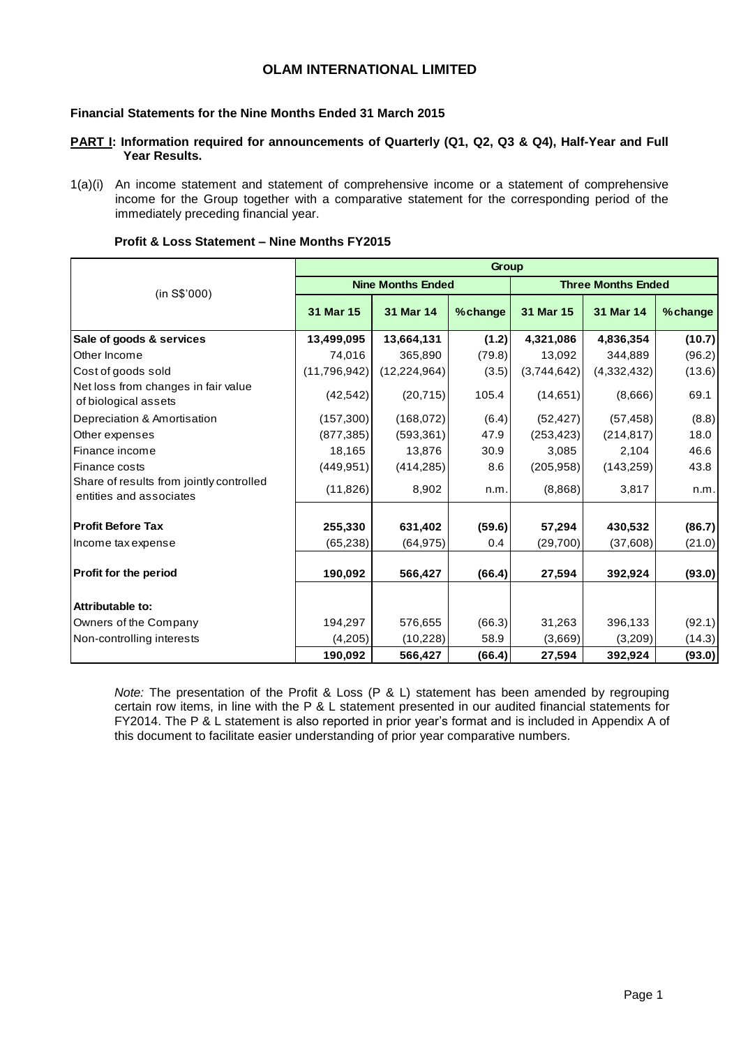# OLAM INTERNATIONAL LIMITED

**Financial Statements for the Nine Months Ended 31 March 2015**

**PART I: Information required for announcements of Quarterly (Q1, Q2, Q3 & Q4), Half-Year and Full Year Results.**

1(a)(i) An income statement and statement of comprehensive income or a statement of comprehensive income for the Group together with a comparative statement for the corresponding period of the immediately preceding financial year.

**Profit & Loss Statement – Nine Months FY2015**

| (in S$'000) | Group | | | | | |
|---|---|---|---|---|---|---|
| | Nine Months Ended | | | Three Months Ended | | |
| | 31 Mar 15 | 31 Mar 14 | % change | 31 Mar 15 | 31 Mar 14 | % change |
| **Sale of goods & services** | **13,499,095** | **13,664,131** | **(1.2)** | **4,321,086** | **4,836,354** | **(10.7)** |
| Other Income | 74,016 | 365,890 | (79.8) | 13,092 | 344,889 | (96.2) |
| Cost of goods sold | (11,796,942) | (12,224,964) | (3.5) | (3,744,642) | (4,332,432) | (13.6) |
| Net loss from changes in fair value of biological assets | (42,542) | (20,715) | 105.4 | (14,651) | (8,666) | 69.1 |
| Depreciation & Amortisation | (157,300) | (168,072) | (6.4) | (52,427) | (57,458) | (8.8) |
| Other expenses | (877,385) | (593,361) | 47.9 | (253,423) | (214,817) | 18.0 |
| Finance income | 18,165 | 13,876 | 30.9 | 3,085 | 2,104 | 46.6 |
| Finance costs | (449,951) | (414,285) | 8.6 | (205,958) | (143,259) | 43.8 |
| Share of results from jointly controlled entities and associates | (11,826) | 8,902 | n.m. | (8,868) | 3,817 | n.m. |
| **Profit Before Tax** | **255,330** | **631,402** | **(59.6)** | **57,294** | **430,532** | **(86.7)** |
| Income tax expense | (65,238) | (64,975) | 0.4 | (29,700) | (37,608) | (21.0) |
| **Profit for the period** | **190,092** | **566,427** | **(66.4)** | **27,594** | **392,924** | **(93.0)** |
| **Attributable to:** | | | | | | |
| Owners of the Company | 194,297 | 576,655 | (66.3) | 31,263 | 396,133 | (92.1) |
| Non-controlling interests | (4,205) | (10,228) | 58.9 | (3,669) | (3,209) | (14.3) |
| | **190,092** | **566,427** | **(66.4)** | **27,594** | **392,924** | **(93.0)** |

*Note:* The presentation of the Profit & Loss (P & L) statement has been amended by regrouping certain row items, in line with the P & L statement presented in our audited financial statements for FY2014. The P & L statement is also reported in prior year's format and is included in Appendix A of this document to facilitate easier understanding of prior year comparative numbers.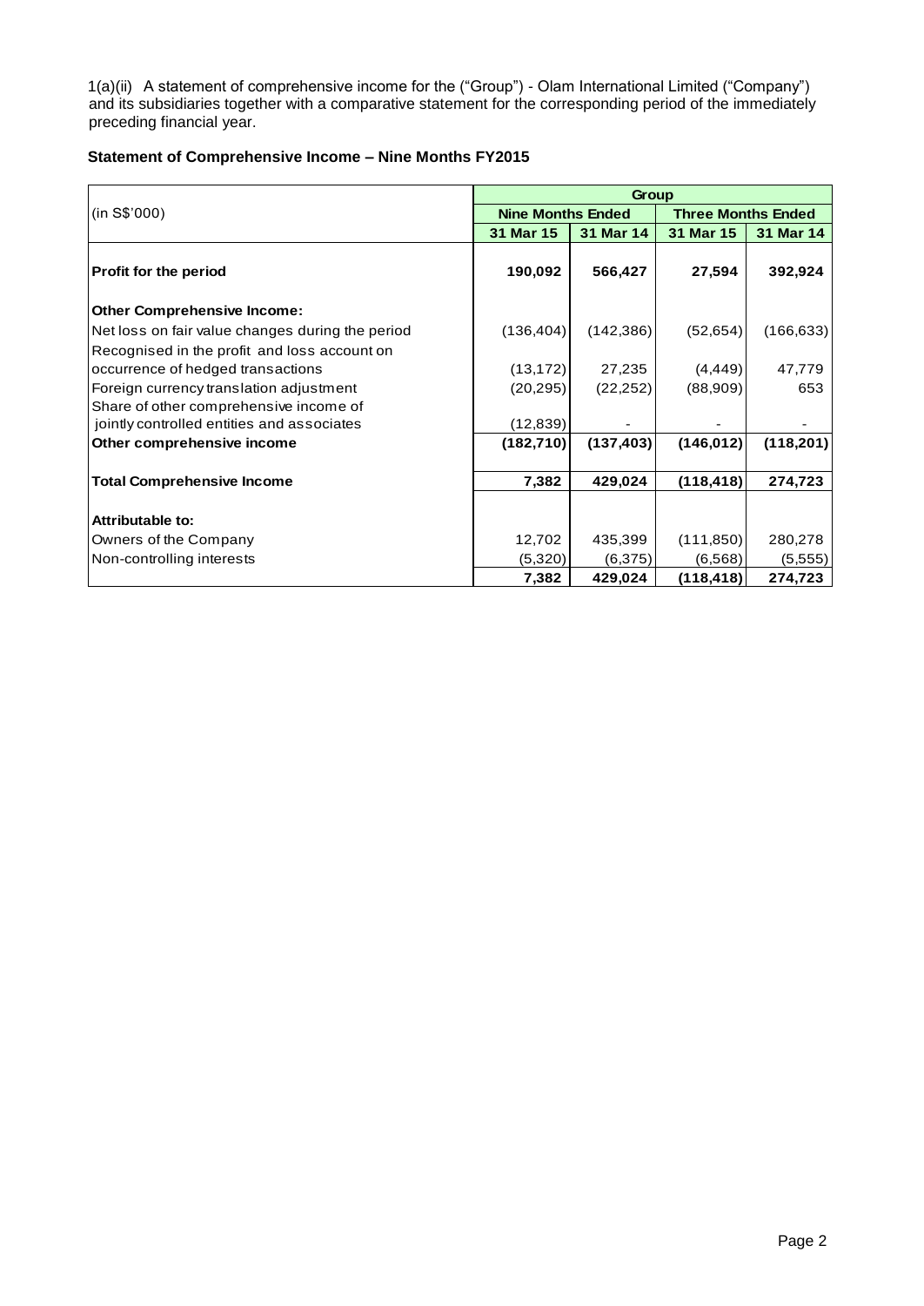1(a)(ii) A statement of comprehensive income for the ("Group") - Olam International Limited ("Company") and its subsidiaries together with a comparative statement for the corresponding period of the immediately preceding financial year.

**Statement of Comprehensive Income – Nine Months FY2015**

| (in S$'000) | Group | | | |
|---|---|---|---|---|
| | **Nine Months Ended** | | **Three Months Ended** | |
| | **31 Mar 15** | **31 Mar 14** | **31 Mar 15** | **31 Mar 14** |
| **Profit for the period** | **190,092** | **566,427** | **27,594** | **392,924** |
| **Other Comprehensive Income:** | | | | |
| Net loss on fair value changes during the period | (136,404) | (142,386) | (52,654) | (166,633) |
| Recognised in the profit and loss account on occurrence of hedged transactions | (13,172) | 27,235 | (4,449) | 47,779 |
| Foreign currency translation adjustment | (20,295) | (22,252) | (88,909) | 653 |
| Share of other comprehensive income of jointly controlled entities and associates | (12,839) | - | - | - |
| **Other comprehensive income** | **(182,710)** | **(137,403)** | **(146,012)** | **(118,201)** |
| **Total Comprehensive Income** | **7,382** | **429,024** | **(118,418)** | **274,723** |
| **Attributable to:** | | | | |
| Owners of the Company | 12,702 | 435,399 | (111,850) | 280,278 |
| Non-controlling interests | (5,320) | (6,375) | (6,568) | (5,555) |
| | **7,382** | **429,024** | **(118,418)** | **274,723** |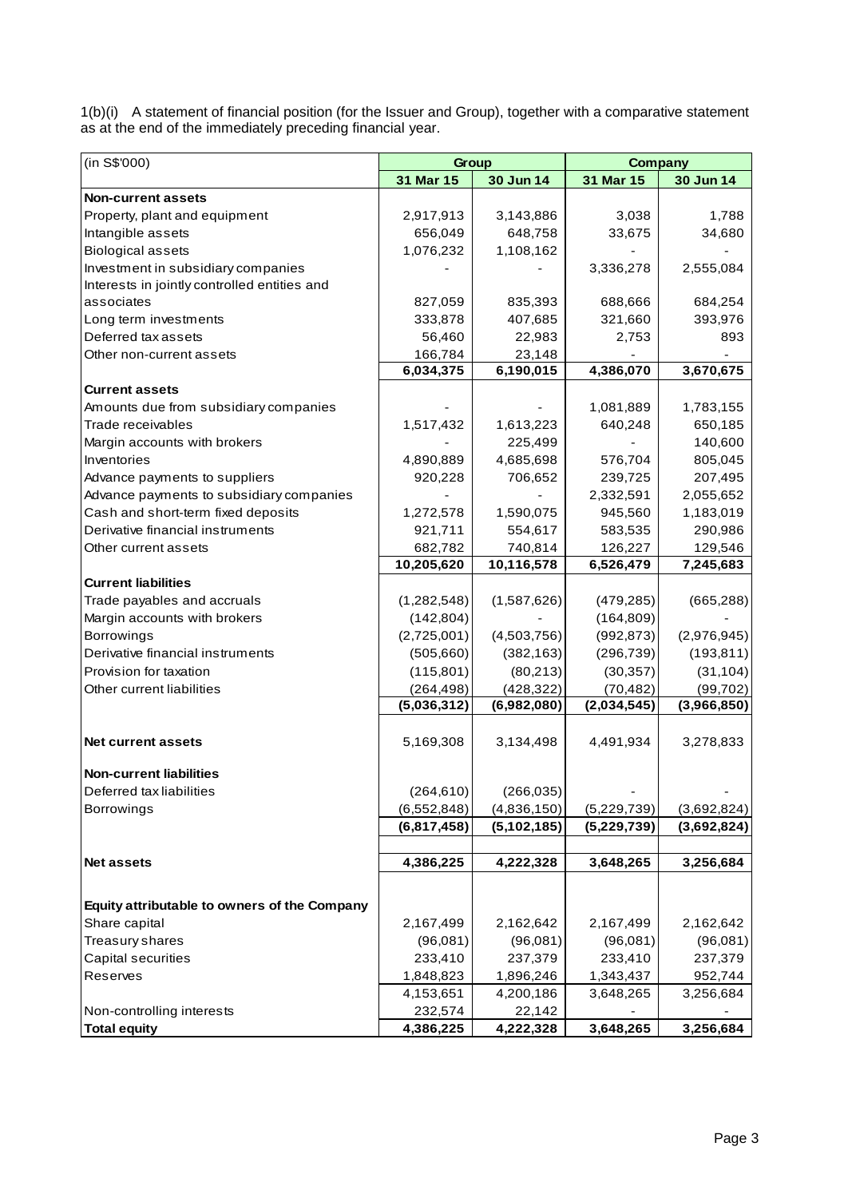1(b)(i) A statement of financial position (for the Issuer and Group), together with a comparative statement as at the end of the immediately preceding financial year.

| (in S$'000) | Group | | Company | |
|---|---|---|---|---|
| | **31 Mar 15** | **30 Jun 14** | **31 Mar 15** | **30 Jun 14** |
| **Non-current assets** | | | | |
| Property, plant and equipment | 2,917,913 | 3,143,886 | 3,038 | 1,788 |
| Intangible assets | 656,049 | 648,758 | 33,675 | 34,680 |
| Biological assets | 1,076,232 | 1,108,162 | - | - |
| Investment in subsidiary companies | - | - | 3,336,278 | 2,555,084 |
| Interests in jointly controlled entities and associates | 827,059 | 835,393 | 688,666 | 684,254 |
| Long term investments | 333,878 | 407,685 | 321,660 | 393,976 |
| Deferred tax assets | 56,460 | 22,983 | 2,753 | 893 |
| Other non-current assets | 166,784 | 23,148 | - | - |
| | **6,034,375** | **6,190,015** | **4,386,070** | **3,670,675** |
| **Current assets** | | | | |
| Amounts due from subsidiary companies | - | - | 1,081,889 | 1,783,155 |
| Trade receivables | 1,517,432 | 1,613,223 | 640,248 | 650,185 |
| Margin accounts with brokers | - | 225,499 | - | 140,600 |
| Inventories | 4,890,889 | 4,685,698 | 576,704 | 805,045 |
| Advance payments to suppliers | 920,228 | 706,652 | 239,725 | 207,495 |
| Advance payments to subsidiary companies | - | - | 2,332,591 | 2,055,652 |
| Cash and short-term fixed deposits | 1,272,578 | 1,590,075 | 945,560 | 1,183,019 |
| Derivative financial instruments | 921,711 | 554,617 | 583,535 | 290,986 |
| Other current assets | 682,782 | 740,814 | 126,227 | 129,546 |
| | **10,205,620** | **10,116,578** | **6,526,479** | **7,245,683** |
| **Current liabilities** | | | | |
| Trade payables and accruals | (1,282,548) | (1,587,626) | (479,285) | (665,288) |
| Margin accounts with brokers | (142,804) | - | (164,809) | - |
| Borrowings | (2,725,001) | (4,503,756) | (992,873) | (2,976,945) |
| Derivative financial instruments | (505,660) | (382,163) | (296,739) | (193,811) |
| Provision for taxation | (115,801) | (80,213) | (30,357) | (31,104) |
| Other current liabilities | (264,498) | (428,322) | (70,482) | (99,702) |
| | **(5,036,312)** | **(6,982,080)** | **(2,034,545)** | **(3,966,850)** |
| **Net current assets** | 5,169,308 | 3,134,498 | 4,491,934 | 3,278,833 |
| **Non-current liabilities** | | | | |
| Deferred tax liabilities | (264,610) | (266,035) | - | - |
| Borrowings | (6,552,848) | (4,836,150) | (5,229,739) | (3,692,824) |
| | **(6,817,458)** | **(5,102,185)** | **(5,229,739)** | **(3,692,824)** |
| **Net assets** | **4,386,225** | **4,222,328** | **3,648,265** | **3,256,684** |
| **Equity attributable to owners of the Company** | | | | |
| Share capital | 2,167,499 | 2,162,642 | 2,167,499 | 2,162,642 |
| Treasury shares | (96,081) | (96,081) | (96,081) | (96,081) |
| Capital securities | 233,410 | 237,379 | 233,410 | 237,379 |
| Reserves | 1,848,823 | 1,896,246 | 1,343,437 | 952,744 |
| | 4,153,651 | 4,200,186 | 3,648,265 | 3,256,684 |
| Non-controlling interests | 232,574 | 22,142 | - | - |
| **Total equity** | **4,386,225** | **4,222,328** | **3,648,265** | **3,256,684** |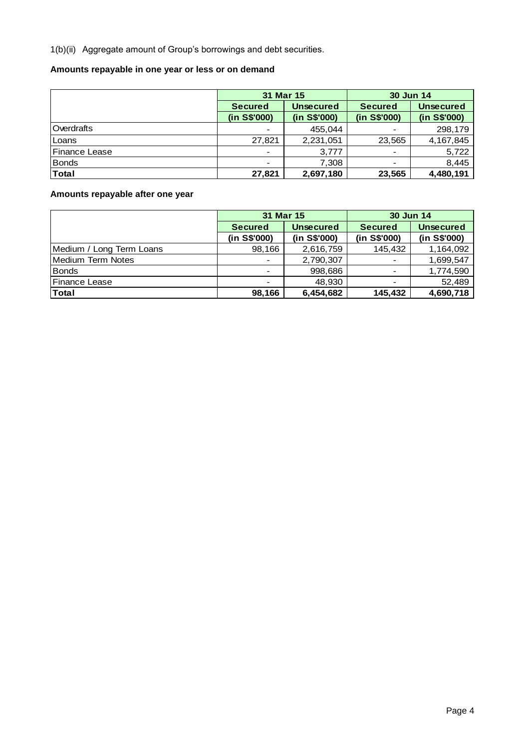1(b)(ii) Aggregate amount of Group's borrowings and debt securities.

**Amounts repayable in one year or less or on demand**

| | 31 Mar 15 | | 30 Jun 14 | |
|---|---|---|---|---|
| | **Secured (in S$'000)** | **Unsecured (in S$'000)** | **Secured (in S$'000)** | **Unsecured (in S$'000)** |
| Overdrafts | - | 455,044 | - | 298,179 |
| Loans | 27,821 | 2,231,051 | 23,565 | 4,167,845 |
| Finance Lease | - | 3,777 | - | 5,722 |
| Bonds | - | 7,308 | - | 8,445 |
| **Total** | **27,821** | **2,697,180** | **23,565** | **4,480,191** |

**Amounts repayable after one year**

| | 31 Mar 15 | | 30 Jun 14 | |
|---|---|---|---|---|
| | **Secured (in S$'000)** | **Unsecured (in S$'000)** | **Secured (in S$'000)** | **Unsecured (in S$'000)** |
| Medium / Long Term Loans | 98,166 | 2,616,759 | 145,432 | 1,164,092 |
| Medium Term Notes | - | 2,790,307 | - | 1,699,547 |
| Bonds | - | 998,686 | - | 1,774,590 |
| Finance Lease | - | 48,930 | - | 52,489 |
| **Total** | **98,166** | **6,454,682** | **145,432** | **4,690,718** |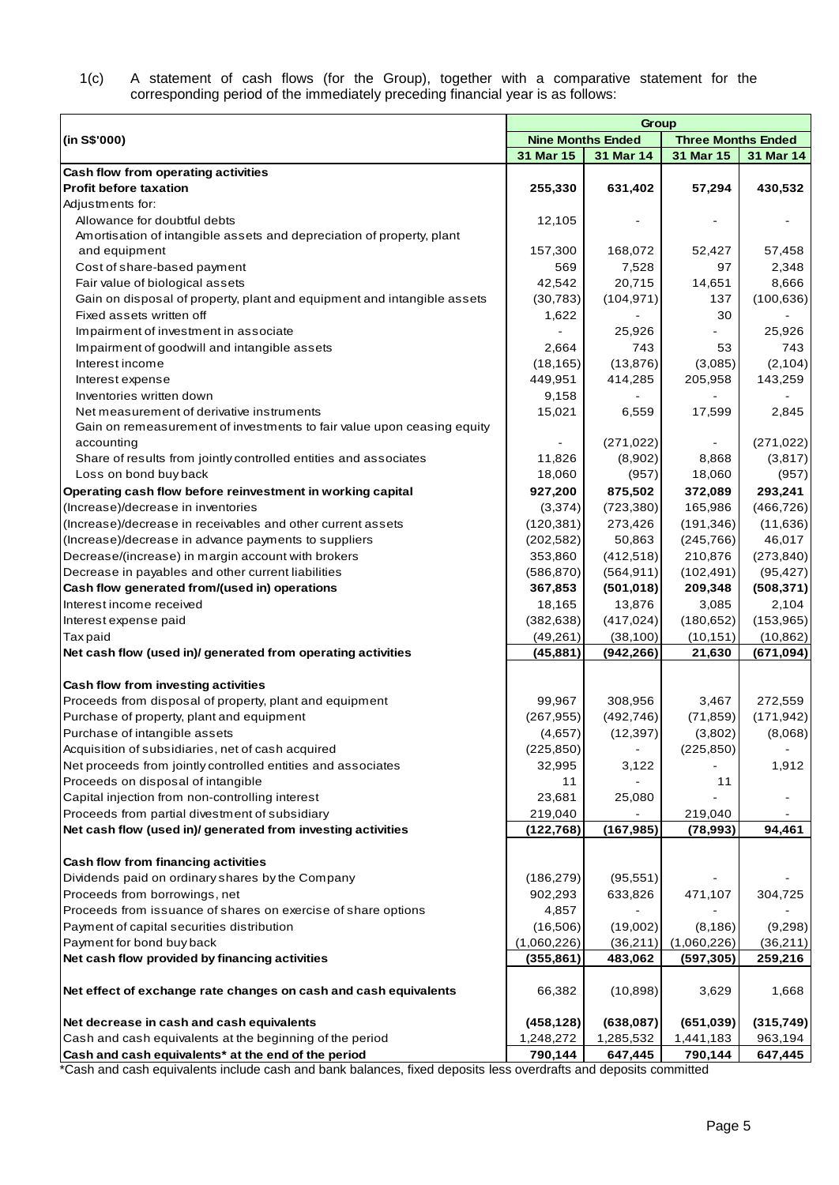1(c) A statement of cash flows (for the Group), together with a comparative statement for the corresponding period of the immediately preceding financial year is as follows:

| (in S$'000) | Group | | | |
|---|---|---|---|---|
| | Nine Months Ended | | Three Months Ended | |
| | 31 Mar 15 | 31 Mar 14 | 31 Mar 15 | 31 Mar 14 |
| **Cash flow from operating activities** | | | | |
| **Profit before taxation** | **255,330** | **631,402** | **57,294** | **430,532** |
| Adjustments for: | | | | |
| Allowance for doubtful debts | 12,105 | - | - | - |
| Amortisation of intangible assets and depreciation of property, plant and equipment | 157,300 | 168,072 | 52,427 | 57,458 |
| Cost of share-based payment | 569 | 7,528 | 97 | 2,348 |
| Fair value of biological assets | 42,542 | 20,715 | 14,651 | 8,666 |
| Gain on disposal of property, plant and equipment and intangible assets | (30,783) | (104,971) | 137 | (100,636) |
| Fixed assets written off | 1,622 | - | 30 | - |
| Impairment of investment in associate | - | 25,926 | - | 25,926 |
| Impairment of goodwill and intangible assets | 2,664 | 743 | 53 | 743 |
| Interest income | (18,165) | (13,876) | (3,085) | (2,104) |
| Interest expense | 449,951 | 414,285 | 205,958 | 143,259 |
| Inventories written down | 9,158 | - | - | - |
| Net measurement of derivative instruments | 15,021 | 6,559 | 17,599 | 2,845 |
| Gain on remeasurement of investments to fair value upon ceasing equity accounting | - | (271,022) | - | (271,022) |
| Share of results from jointly controlled entities and associates | 11,826 | (8,902) | 8,868 | (3,817) |
| Loss on bond buy back | 18,060 | (957) | 18,060 | (957) |
| **Operating cash flow before reinvestment in working capital** | **927,200** | **875,502** | **372,089** | **293,241** |
| (Increase)/decrease in inventories | (3,374) | (723,380) | 165,986 | (466,726) |
| (Increase)/decrease in receivables and other current assets | (120,381) | 273,426 | (191,346) | (11,636) |
| (Increase)/decrease in advance payments to suppliers | (202,582) | 50,863 | (245,766) | 46,017 |
| Decrease/(increase) in margin account with brokers | 353,860 | (412,518) | 210,876 | (273,840) |
| Decrease in payables and other current liabilities | (586,870) | (564,911) | (102,491) | (95,427) |
| **Cash flow generated from/(used in) operations** | **367,853** | **(501,018)** | **209,348** | **(508,371)** |
| Interest income received | 18,165 | 13,876 | 3,085 | 2,104 |
| Interest expense paid | (382,638) | (417,024) | (180,652) | (153,965) |
| Tax paid | (49,261) | (38,100) | (10,151) | (10,862) |
| **Net cash flow (used in)/ generated from operating activities** | **(45,881)** | **(942,266)** | **21,630** | **(671,094)** |
| | | | | |
| **Cash flow from investing activities** | | | | |
| Proceeds from disposal of property, plant and equipment | 99,967 | 308,956 | 3,467 | 272,559 |
| Purchase of property, plant and equipment | (267,955) | (492,746) | (71,859) | (171,942) |
| Purchase of intangible assets | (4,657) | (12,397) | (3,802) | (8,068) |
| Acquisition of subsidiaries, net of cash acquired | (225,850) | - | (225,850) | - |
| Net proceeds from jointly controlled entities and associates | 32,995 | 3,122 | - | 1,912 |
| Proceeds on disposal of intangible | 11 | - | 11 | |
| Capital injection from non-controlling interest | 23,681 | 25,080 | - | - |
| Proceeds from partial divestment of subsidiary | 219,040 | - | 219,040 | - |
| **Net cash flow (used in)/ generated from investing activities** | **(122,768)** | **(167,985)** | **(78,993)** | **94,461** |
| | | | | |
| **Cash flow from financing activities** | | | | |
| Dividends paid on ordinary shares by the Company | (186,279) | (95,551) | - | - |
| Proceeds from borrowings, net | 902,293 | 633,826 | 471,107 | 304,725 |
| Proceeds from issuance of shares on exercise of share options | 4,857 | - | - | - |
| Payment of capital securities distribution | (16,506) | (19,002) | (8,186) | (9,298) |
| Payment for bond buy back | (1,060,226) | (36,211) | (1,060,226) | (36,211) |
| **Net cash flow provided by financing activities** | **(355,861)** | **483,062** | **(597,305)** | **259,216** |
| | | | | |
| **Net effect of exchange rate changes on cash and cash equivalents** | 66,382 | (10,898) | 3,629 | 1,668 |
| | | | | |
| **Net decrease in cash and cash equivalents** | **(458,128)** | **(638,087)** | **(651,039)** | **(315,749)** |
| Cash and cash equivalents at the beginning of the period | 1,248,272 | 1,285,532 | 1,441,183 | 963,194 |
| **Cash and cash equivalents* at the end of the period** | **790,144** | **647,445** | **790,144** | **647,445** |

*Cash and cash equivalents include cash and bank balances, fixed deposits less overdrafts and deposits committed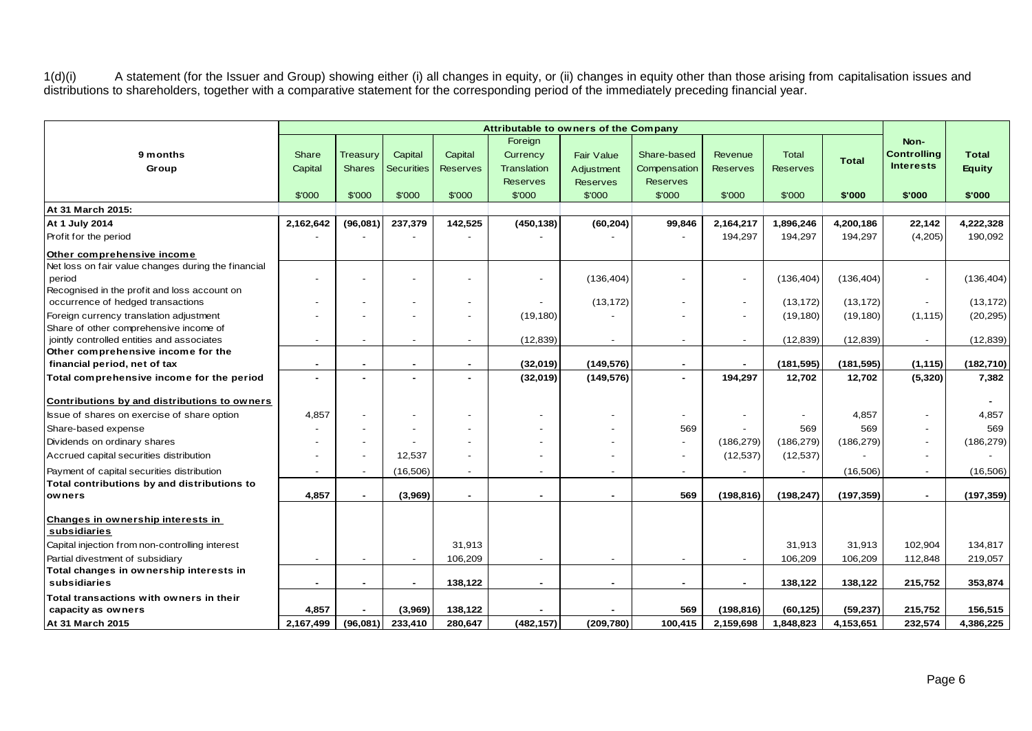1(d)(i) A statement (for the Issuer and Group) showing either (i) all changes in equity, or (ii) changes in equity other than those arising from capitalisation issues and distributions to shareholders, together with a comparative statement for the corresponding period of the immediately preceding financial year.

| 9 months Group | Attributable to owners of the Company | | | | | | | | | | Non-Controlling Interests | Total Equity |
|---|---|---|---|---|---|---|---|---|---|---|---|---|
| | Share Capital | Treasury Shares | Capital Securities | Capital Reserves | Foreign Currency Translation Reserves | Fair Value Adjustment Reserves | Share-based Compensation Reserves | Revenue Reserves | Total Reserves | Total | | |
| | $'000 | $'000 | $'000 | $'000 | $'000 | $'000 | $'000 | $'000 | $'000 | $'000 | $'000 | $'000 |
| **At 31 March 2015:** | | | | | | | | | | | | |
| **At 1 July 2014** | **2,162,642** | **(96,081)** | **237,379** | **142,525** | **(450,138)** | **(60,204)** | **99,846** | **2,164,217** | **1,896,246** | **4,200,186** | **22,142** | **4,222,328** |
| Profit for the period | - | - | - | - | - | - | - | 194,297 | 194,297 | 194,297 | (4,205) | 190,092 |
| **Other comprehensive income** | | | | | | | | | | | | |
| Net loss on fair value changes during the financial period | - | - | - | - | - | (136,404) | - | - | (136,404) | (136,404) | - | (136,404) |
| Recognised in the profit and loss account on occurrence of hedged transactions | - | - | - | - | - | (13,172) | - | - | (13,172) | (13,172) | - | (13,172) |
| Foreign currency translation adjustment | - | - | - | - | (19,180) | - | - | - | (19,180) | (19,180) | (1,115) | (20,295) |
| Share of other comprehensive income of jointly controlled entities and associates | - | - | - | - | (12,839) | - | - | - | (12,839) | (12,839) | - | (12,839) |
| **Other comprehensive income for the financial period, net of tax** | **-** | **-** | **-** | **-** | **(32,019)** | **(149,576)** | **-** | **-** | **(181,595)** | **(181,595)** | **(1,115)** | **(182,710)** |
| **Total comprehensive income for the period** | **-** | **-** | **-** | **-** | **(32,019)** | **(149,576)** | **-** | **194,297** | **12,702** | **12,702** | **(5,320)** | **7,382** |
| **Contributions by and distributions to owners** | | | | | | | | | | | | - |
| Issue of shares on exercise of share option | 4,857 | - | - | - | - | - | - | - | - | 4,857 | - | 4,857 |
| Share-based expense | - | - | - | - | - | - | 569 | - | 569 | 569 | - | 569 |
| Dividends on ordinary shares | - | - | - | - | - | - | - | (186,279) | (186,279) | (186,279) | - | (186,279) |
| Accrued capital securities distribution | - | - | 12,537 | - | - | - | - | (12,537) | (12,537) | - | - | - |
| Payment of capital securities distribution | - | - | (16,506) | - | - | - | - | - | - | (16,506) | - | (16,506) |
| **Total contributions by and distributions to owners** | **4,857** | **-** | **(3,969)** | **-** | **-** | **-** | **569** | **(198,816)** | **(198,247)** | **(197,359)** | **-** | **(197,359)** |
| **Changes in ownership interests in subsidiaries** | | | | | | | | | | | | |
| Capital injection from non-controlling interest | | | | 31,913 | | | | | 31,913 | 31,913 | 102,904 | 134,817 |
| Partial divestment of subsidiary | - | - | - | 106,209 | - | - | - | - | 106,209 | 106,209 | 112,848 | 219,057 |
| **Total changes in ownership interests in subsidiaries** | **-** | **-** | **-** | **138,122** | **-** | **-** | **-** | **-** | **138,122** | **138,122** | **215,752** | **353,874** |
| **Total transactions with owners in their capacity as owners** | **4,857** | **-** | **(3,969)** | **138,122** | **-** | **-** | **569** | **(198,816)** | **(60,125)** | **(59,237)** | **215,752** | **156,515** |
| **At 31 March 2015** | **2,167,499** | **(96,081)** | **233,410** | **280,647** | **(482,157)** | **(209,780)** | **100,415** | **2,159,698** | **1,848,823** | **4,153,651** | **232,574** | **4,386,225** |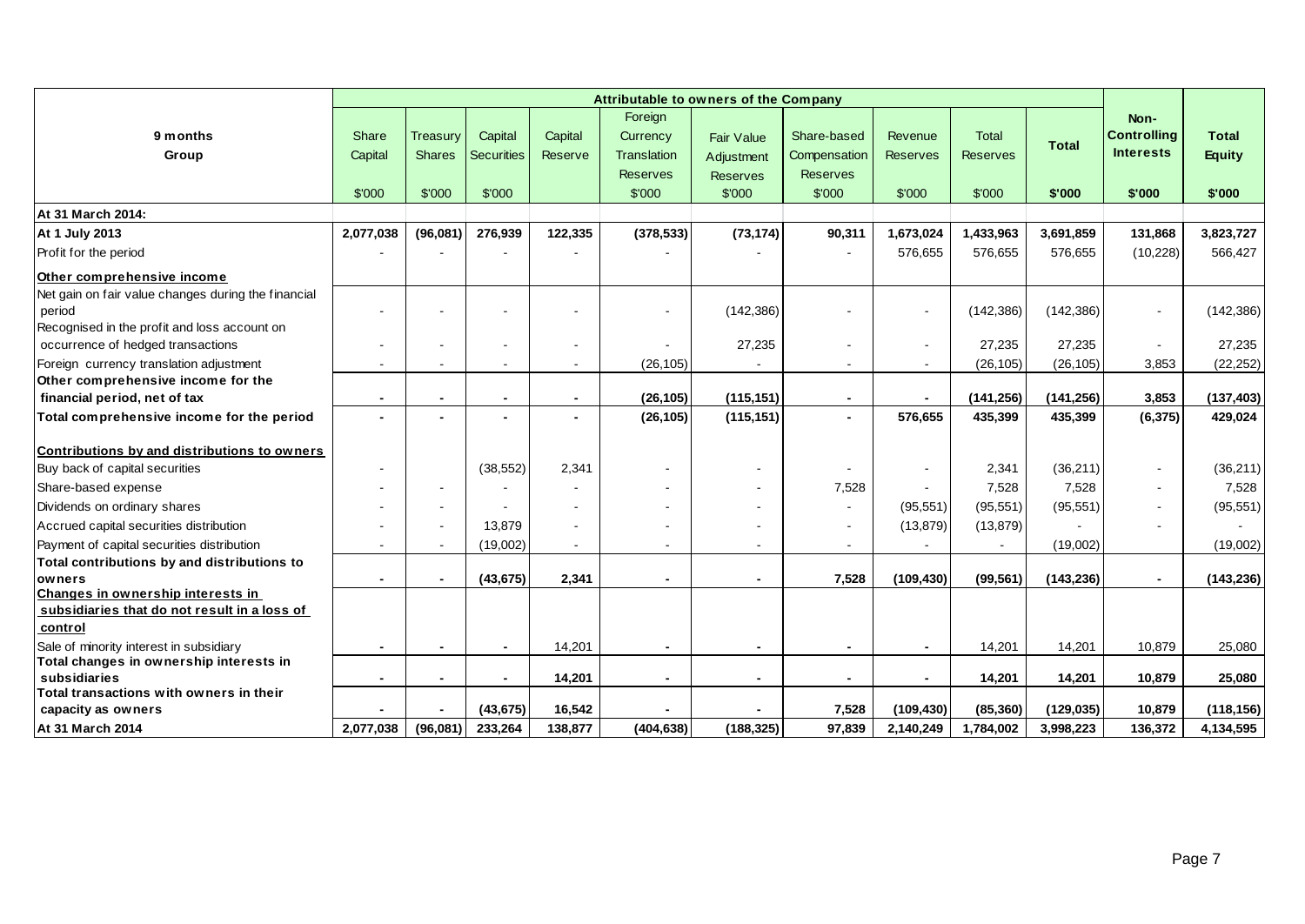| 9 months Group | Attributable to owners of the Company | | | | | | | | | | Non-Controlling Interests | Total Equity |
|---|---|---|---|---|---|---|---|---|---|---|---|---|
| | Share Capital | Treasury Shares | Capital Securities | Capital Reserve | Foreign Currency Translation Reserves | Fair Value Adjustment Reserves | Share-based Compensation Reserves | Revenue Reserves | Total Reserves | Total | | |
| | $'000 | $'000 | $'000 | | $'000 | $'000 | $'000 | $'000 | $'000 | $'000 | $'000 | $'000 |
| **At 31 March 2014:** | | | | | | | | | | | | |
| **At 1 July 2013** | 2,077,038 | (96,081) | 276,939 | 122,335 | (378,533) | (73,174) | 90,311 | 1,673,024 | 1,433,963 | 3,691,859 | 131,868 | 3,823,727 |
| Profit for the period | - | - | - | - | - | - | - | 576,655 | 576,655 | 576,655 | (10,228) | 566,427 |
| **Other comprehensive income** | | | | | | | | | | | | |
| Net gain on fair value changes during the financial period | - | - | - | - | - | (142,386) | - | - | (142,386) | (142,386) | - | (142,386) |
| Recognised in the profit and loss account on occurrence of hedged transactions | - | - | - | - | - | 27,235 | - | - | 27,235 | 27,235 | - | 27,235 |
| Foreign currency translation adjustment | - | - | - | - | (26,105) | - | - | - | (26,105) | (26,105) | 3,853 | (22,252) |
| **Other comprehensive income for the financial period, net of tax** | - | - | - | - | (26,105) | (115,151) | - | - | (141,256) | (141,256) | 3,853 | (137,403) |
| **Total comprehensive income for the period** | - | - | - | - | (26,105) | (115,151) | - | 576,655 | 435,399 | 435,399 | (6,375) | 429,024 |
| **Contributions by and distributions to owners** | | | | | | | | | | | | |
| Buy back of capital securities | - | | (38,552) | 2,341 | - | - | - | - | 2,341 | (36,211) | - | (36,211) |
| Share-based expense | - | - | - | - | - | - | 7,528 | - | 7,528 | 7,528 | - | 7,528 |
| Dividends on ordinary shares | - | - | - | - | - | - | - | (95,551) | (95,551) | (95,551) | - | (95,551) |
| Accrued capital securities distribution | - | - | 13,879 | - | - | - | - | (13,879) | (13,879) | - | - | - |
| Payment of capital securities distribution | - | - | (19,002) | - | - | - | - | - | - | (19,002) | | (19,002) |
| **Total contributions by and distributions to owners** | - | - | (43,675) | 2,341 | - | - | 7,528 | (109,430) | (99,561) | (143,236) | - | (143,236) |
| **Changes in ownership interests in subsidiaries that do not result in a loss of control** | | | | | | | | | | | | |
| Sale of minority interest in subsidiary | - | - | - | 14,201 | - | - | - | - | 14,201 | 14,201 | 10,879 | 25,080 |
| **Total changes in ownership interests in subsidiaries** | - | - | - | 14,201 | - | - | - | - | 14,201 | 14,201 | 10,879 | 25,080 |
| **Total transactions with owners in their capacity as owners** | - | - | (43,675) | 16,542 | - | - | 7,528 | (109,430) | (85,360) | (129,035) | 10,879 | (118,156) |
| **At 31 March 2014** | 2,077,038 | (96,081) | 233,264 | 138,877 | (404,638) | (188,325) | 97,839 | 2,140,249 | 1,784,002 | 3,998,223 | 136,372 | 4,134,595 |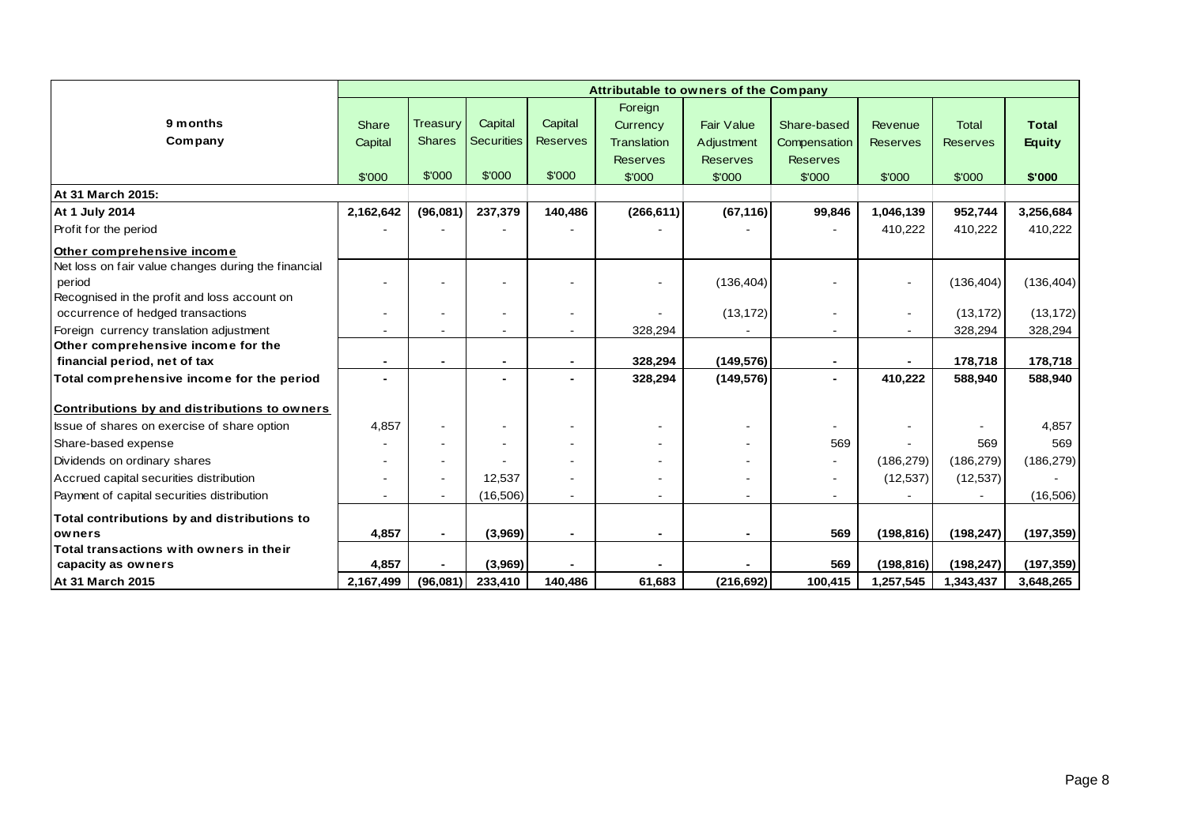| 9 months<br>Company | Attributable to owners of the Company | | | | | | | | | |
|---|---|---|---|---|---|---|---|---|---|---|
| | Share Capital | Treasury Shares | Capital Securities | Capital Reserves | Foreign Currency Translation Reserves | Fair Value Adjustment Reserves | Share-based Compensation Reserves | Revenue Reserves | Total Reserves | **Total Equity** |
| | $'000 | $'000 | $'000 | $'000 | $'000 | $'000 | $'000 | $'000 | $'000 | **$'000** |
| **At 31 March 2015:** | | | | | | | | | | |
| **At 1 July 2014** | **2,162,642** | **(96,081)** | **237,379** | **140,486** | **(266,611)** | **(67,116)** | **99,846** | **1,046,139** | **952,744** | **3,256,684** |
| Profit for the period | - | - | - | - | - | - | - | 410,222 | 410,222 | 410,222 |
| **Other comprehensive income** | | | | | | | | | | |
| Net loss on fair value changes during the financial period | - | - | - | - | - | (136,404) | - | - | (136,404) | (136,404) |
| Recognised in the profit and loss account on occurrence of hedged transactions | - | - | - | - | - | (13,172) | - | - | (13,172) | (13,172) |
| Foreign currency translation adjustment | - | - | - | - | 328,294 | - | - | - | 328,294 | 328,294 |
| **Other comprehensive income for the financial period, net of tax** | **-** | **-** | **-** | **-** | **328,294** | **(149,576)** | **-** | **-** | **178,718** | **178,718** |
| **Total comprehensive income for the period** | **-** | | **-** | **-** | **328,294** | **(149,576)** | **-** | **410,222** | **588,940** | **588,940** |
| **Contributions by and distributions to owners** | | | | | | | | | | |
| Issue of shares on exercise of share option | 4,857 | - | - | - | - | - | - | - | - | 4,857 |
| Share-based expense | - | - | - | - | - | - | 569 | - | 569 | 569 |
| Dividends on ordinary shares | - | - | - | - | - | - | - | (186,279) | (186,279) | (186,279) |
| Accrued capital securities distribution | - | - | 12,537 | - | - | - | - | (12,537) | (12,537) | - |
| Payment of capital securities distribution | - | - | (16,506) | - | - | - | - | - | - | (16,506) |
| **Total contributions by and distributions to owners** | **4,857** | **-** | **(3,969)** | **-** | **-** | **-** | **569** | **(198,816)** | **(198,247)** | **(197,359)** |
| **Total transactions with owners in their capacity as owners** | **4,857** | **-** | **(3,969)** | **-** | **-** | **-** | **569** | **(198,816)** | **(198,247)** | **(197,359)** |
| **At 31 March 2015** | **2,167,499** | **(96,081)** | **233,410** | **140,486** | **61,683** | **(216,692)** | **100,415** | **1,257,545** | **1,343,437** | **3,648,265** |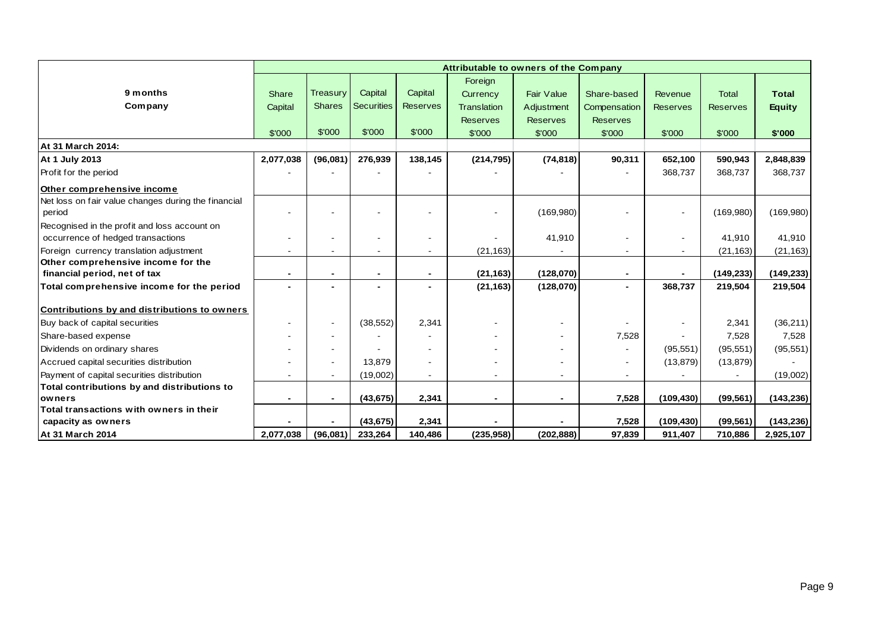| 9 months<br>Company | Attributable to owners of the Company | | | | | | | | | |
|---|---|---|---|---|---|---|---|---|---|---|
| | Share Capital | Treasury Shares | Capital Securities | Capital Reserves | Foreign Currency Translation Reserves | Fair Value Adjustment Reserves | Share-based Compensation Reserves | Revenue Reserves | Total Reserves | **Total Equity** |
| | $'000 | $'000 | $'000 | $'000 | $'000 | $'000 | $'000 | $'000 | $'000 | **$'000** |
| **At 31 March 2014:** | | | | | | | | | | |
| **At 1 July 2013** | **2,077,038** | **(96,081)** | **276,939** | **138,145** | **(214,795)** | **(74,818)** | **90,311** | **652,100** | **590,943** | **2,848,839** |
| Profit for the period | - | - | - | - | - | - | - | 368,737 | 368,737 | 368,737 |
| **Other comprehensive income** | | | | | | | | | | |
| Net loss on fair value changes during the financial period | - | - | - | - | - | (169,980) | - | - | (169,980) | (169,980) |
| Recognised in the profit and loss account on occurrence of hedged transactions | - | - | - | - | - | 41,910 | - | - | 41,910 | 41,910 |
| Foreign currency translation adjustment | - | - | - | - | (21,163) | - | - | - | (21,163) | (21,163) |
| **Other comprehensive income for the financial period, net of tax** | **-** | **-** | **-** | **-** | **(21,163)** | **(128,070)** | **-** | **-** | **(149,233)** | **(149,233)** |
| **Total comprehensive income for the period** | **-** | **-** | **-** | **-** | **(21,163)** | **(128,070)** | **-** | **368,737** | **219,504** | **219,504** |
| **Contributions by and distributions to owners** | | | | | | | | | | |
| Buy back of capital securities | - | - | (38,552) | 2,341 | - | - | - | - | 2,341 | (36,211) |
| Share-based expense | - | - | - | - | - | - | 7,528 | - | 7,528 | 7,528 |
| Dividends on ordinary shares | - | - | - | - | - | - | - | (95,551) | (95,551) | (95,551) |
| Accrued capital securities distribution | - | - | 13,879 | - | - | - | - | (13,879) | (13,879) | - |
| Payment of capital securities distribution | - | - | (19,002) | - | - | - | - | - | - | (19,002) |
| **Total contributions by and distributions to owners** | **-** | **-** | **(43,675)** | **2,341** | **-** | **-** | **7,528** | **(109,430)** | **(99,561)** | **(143,236)** |
| **Total transactions with owners in their capacity as owners** | **-** | **-** | **(43,675)** | **2,341** | **-** | **-** | **7,528** | **(109,430)** | **(99,561)** | **(143,236)** |
| **At 31 March 2014** | **2,077,038** | **(96,081)** | **233,264** | **140,486** | **(235,958)** | **(202,888)** | **97,839** | **911,407** | **710,886** | **2,925,107** |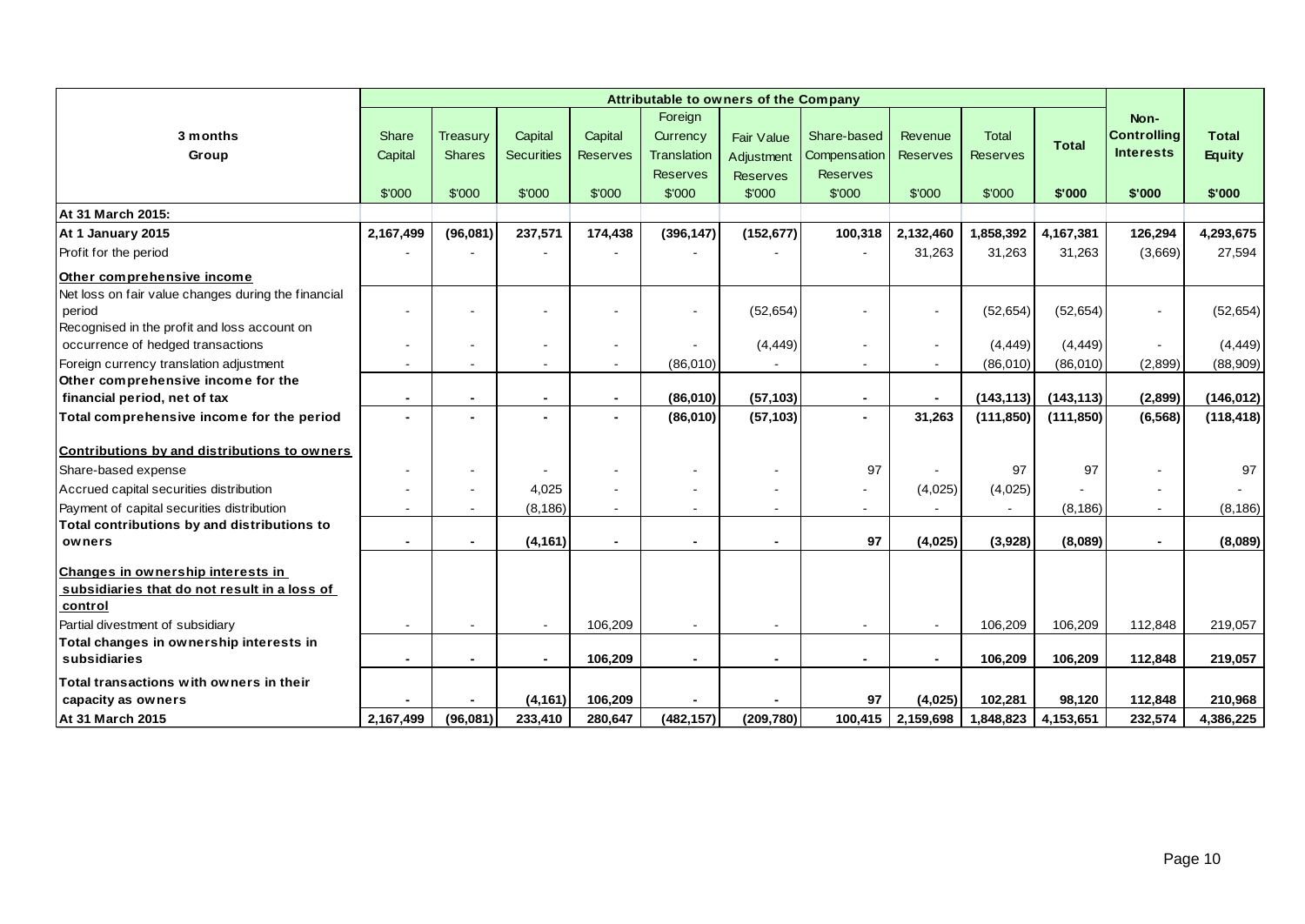| 3 months Group | Attributable to owners of the Company | | | | | | | | | | Non-Controlling Interests | Total Equity |
|---|---|---|---|---|---|---|---|---|---|---|---|---|
| | Share Capital | Treasury Shares | Capital Securities | Capital Reserves | Foreign Currency Translation Reserves | Fair Value Adjustment Reserves | Share-based Compensation Reserves | Revenue Reserves | Total Reserves | Total | | |
| | $'000 | $'000 | $'000 | $'000 | $'000 | $'000 | $'000 | $'000 | $'000 | $'000 | $'000 | $'000 |
| **At 31 March 2015:** | | | | | | | | | | | | |
| **At 1 January 2015** | **2,167,499** | **(96,081)** | **237,571** | **174,438** | **(396,147)** | **(152,677)** | **100,318** | **2,132,460** | **1,858,392** | **4,167,381** | **126,294** | **4,293,675** |
| Profit for the period | - | - | - | - | - | - | - | 31,263 | 31,263 | 31,263 | (3,669) | 27,594 |
| **Other comprehensive income** | | | | | | | | | | | | |
| Net loss on fair value changes during the financial period | - | - | - | - | - | (52,654) | - | - | (52,654) | (52,654) | - | (52,654) |
| Recognised in the profit and loss account on occurrence of hedged transactions | - | - | - | - | - | (4,449) | - | - | (4,449) | (4,449) | - | (4,449) |
| Foreign currency translation adjustment | - | - | - | - | (86,010) | - | - | - | (86,010) | (86,010) | (2,899) | (88,909) |
| **Other comprehensive income for the financial period, net of tax** | **-** | **-** | **-** | **-** | **(86,010)** | **(57,103)** | **-** | **-** | **(143,113)** | **(143,113)** | **(2,899)** | **(146,012)** |
| **Total comprehensive income for the period** | **-** | **-** | **-** | **-** | **(86,010)** | **(57,103)** | **-** | **31,263** | **(111,850)** | **(111,850)** | **(6,568)** | **(118,418)** |
| **Contributions by and distributions to owners** | | | | | | | | | | | | |
| Share-based expense | - | - | - | - | - | - | 97 | - | 97 | 97 | - | 97 |
| Accrued capital securities distribution | - | - | 4,025 | - | - | - | - | (4,025) | (4,025) | - | - | - |
| Payment of capital securities distribution | - | - | (8,186) | - | - | - | - | - | - | (8,186) | - | (8,186) |
| **Total contributions by and distributions to owners** | **-** | **-** | **(4,161)** | **-** | **-** | **-** | **97** | **(4,025)** | **(3,928)** | **(8,089)** | **-** | **(8,089)** |
| **Changes in ownership interests in subsidiaries that do not result in a loss of control** | | | | | | | | | | | | |
| Partial divestment of subsidiary | - | - | - | 106,209 | - | - | - | - | 106,209 | 106,209 | 112,848 | 219,057 |
| **Total changes in ownership interests in subsidiaries** | **-** | **-** | **-** | **106,209** | **-** | **-** | **-** | **-** | **106,209** | **106,209** | **112,848** | **219,057** |
| **Total transactions with owners in their capacity as owners** | **-** | **-** | **(4,161)** | **106,209** | **-** | **-** | **97** | **(4,025)** | **102,281** | **98,120** | **112,848** | **210,968** |
| **At 31 March 2015** | **2,167,499** | **(96,081)** | **233,410** | **280,647** | **(482,157)** | **(209,780)** | **100,415** | **2,159,698** | **1,848,823** | **4,153,651** | **232,574** | **4,386,225** |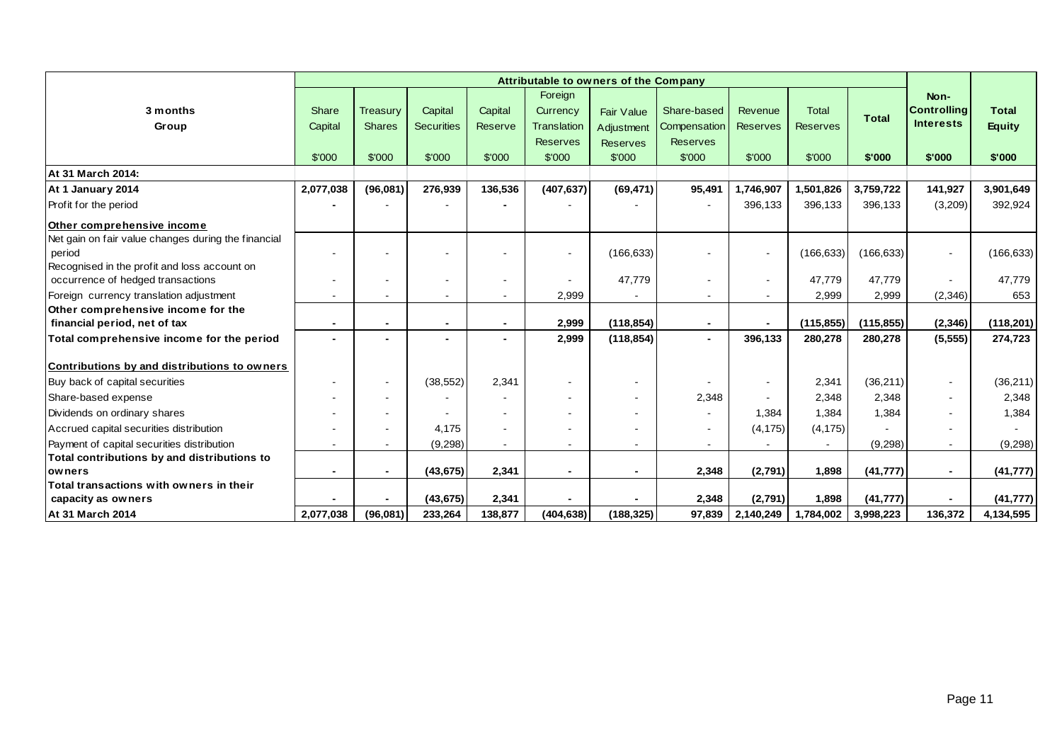| 3 months Group | Attributable to owners of the Company | | | | | | | | | | | |
|---|---|---|---|---|---|---|---|---|---|---|---|---|
| | Share Capital | Treasury Shares | Capital Securities | Capital Reserve | Foreign Currency Translation Reserves | Fair Value Adjustment Reserves | Share-based Compensation Reserves | Revenue Reserves | Total Reserves | **Total** | **Non-Controlling Interests** | **Total Equity** |
| | $'000 | $'000 | $'000 | $'000 | $'000 | $'000 | $'000 | $'000 | $'000 | **$'000** | **$'000** | **$'000** |
| **At 31 March 2014:** | | | | | | | | | | | | |
| **At 1 January 2014** | **2,077,038** | **(96,081)** | **276,939** | **136,536** | **(407,637)** | **(69,471)** | **95,491** | **1,746,907** | **1,501,826** | **3,759,722** | **141,927** | **3,901,649** |
| Profit for the period | **-** | - | - | **-** | - | - | - | 396,133 | 396,133 | 396,133 | (3,209) | 392,924 |
| **Other comprehensive income** | | | | | | | | | | | | |
| Net gain on fair value changes during the financial period | - | - | - | - | - | (166,633) | - | - | (166,633) | (166,633) | - | (166,633) |
| Recognised in the profit and loss account on occurrence of hedged transactions | - | - | - | - | - | 47,779 | - | - | 47,779 | 47,779 | - | 47,779 |
| Foreign currency translation adjustment | - | - | - | - | 2,999 | - | - | - | 2,999 | 2,999 | (2,346) | 653 |
| **Other comprehensive income for the financial period, net of tax** | **-** | **-** | **-** | **-** | **2,999** | **(118,854)** | **-** | **-** | **(115,855)** | **(115,855)** | **(2,346)** | **(118,201)** |
| **Total comprehensive income for the period** | **-** | **-** | **-** | **-** | **2,999** | **(118,854)** | **-** | **396,133** | **280,278** | **280,278** | **(5,555)** | **274,723** |
| **Contributions by and distributions to owners** | | | | | | | | | | | | |
| Buy back of capital securities | - | - | (38,552) | 2,341 | - | - | - | - | 2,341 | (36,211) | - | (36,211) |
| Share-based expense | - | - | - | - | - | - | 2,348 | - | 2,348 | 2,348 | - | 2,348 |
| Dividends on ordinary shares | - | - | - | - | - | - | - | 1,384 | 1,384 | 1,384 | - | 1,384 |
| Accrued capital securities distribution | - | - | 4,175 | - | - | - | - | (4,175) | (4,175) | - | - | - |
| Payment of capital securities distribution | - | - | (9,298) | - | - | - | - | - | - | (9,298) | - | (9,298) |
| **Total contributions by and distributions to owners** | **-** | **-** | **(43,675)** | **2,341** | **-** | **-** | **2,348** | **(2,791)** | **1,898** | **(41,777)** | **-** | **(41,777)** |
| **Total transactions with owners in their capacity as owners** | **-** | **-** | **(43,675)** | **2,341** | **-** | **-** | **2,348** | **(2,791)** | **1,898** | **(41,777)** | **-** | **(41,777)** |
| **At 31 March 2014** | **2,077,038** | **(96,081)** | **233,264** | **138,877** | **(404,638)** | **(188,325)** | **97,839** | **2,140,249** | **1,784,002** | **3,998,223** | **136,372** | **4,134,595** |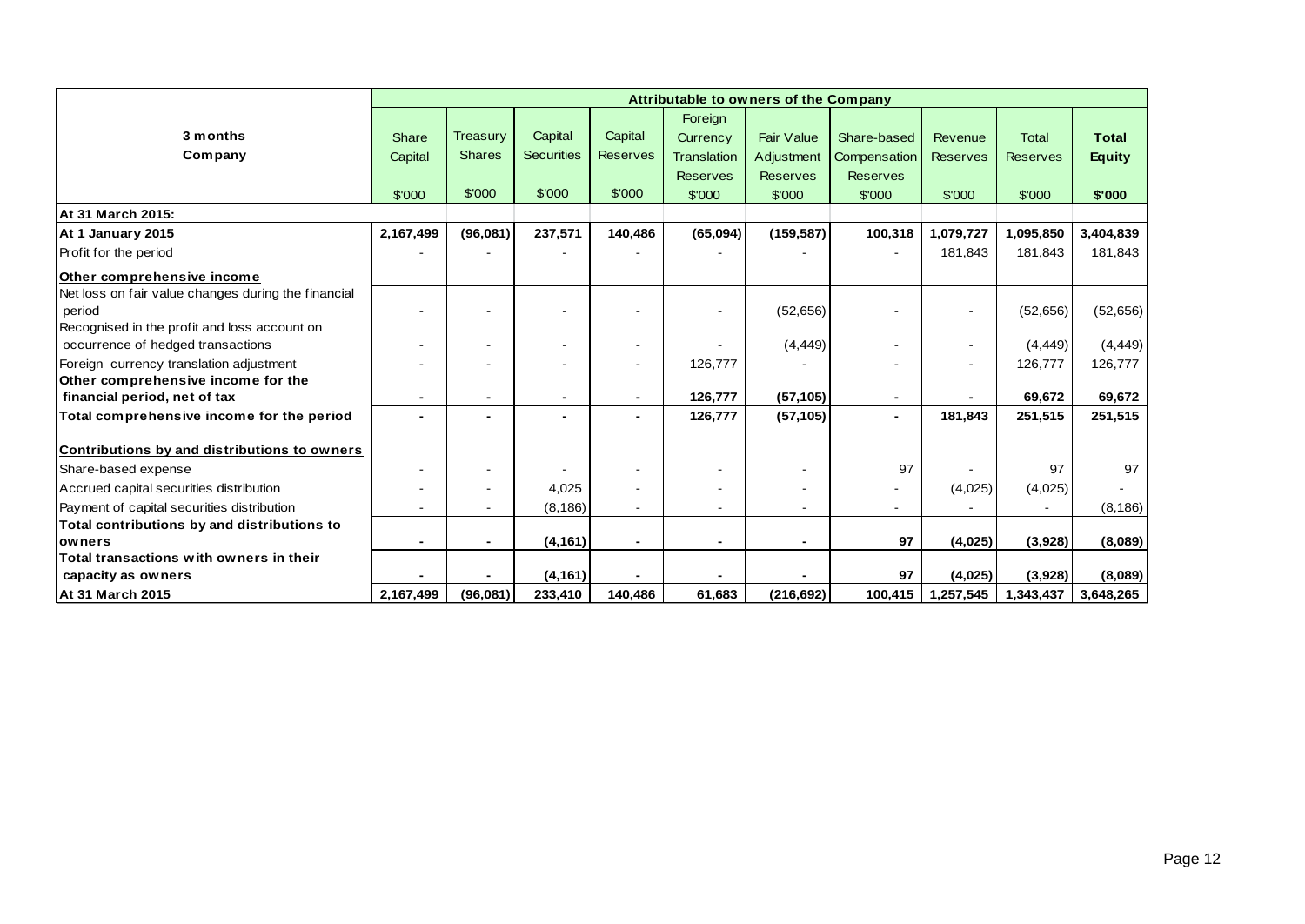| 3 months<br>Company | Attributable to owners of the Company | | | | | | | | | |
|---|---|---|---|---|---|---|---|---|---|---|
| | Share Capital | Treasury Shares | Capital Securities | Capital Reserves | Foreign Currency Translation Reserves | Fair Value Adjustment Reserves | Share-based Compensation Reserves | Revenue Reserves | Total Reserves | **Total Equity** |
| | $'000 | $'000 | $'000 | $'000 | $'000 | $'000 | $'000 | $'000 | $'000 | **$'000** |
| **At 31 March 2015:** | | | | | | | | | | |
| **At 1 January 2015** | **2,167,499** | **(96,081)** | **237,571** | **140,486** | **(65,094)** | **(159,587)** | **100,318** | **1,079,727** | **1,095,850** | **3,404,839** |
| Profit for the period | - | - | - | - | - | - | - | 181,843 | 181,843 | 181,843 |
| **Other comprehensive income** | | | | | | | | | | |
| Net loss on fair value changes during the financial period | - | - | - | - | - | (52,656) | - | - | (52,656) | (52,656) |
| Recognised in the profit and loss account on occurrence of hedged transactions | - | - | - | - | - | (4,449) | - | - | (4,449) | (4,449) |
| Foreign currency translation adjustment | - | - | - | - | 126,777 | - | - | - | 126,777 | 126,777 |
| **Other comprehensive income for the financial period, net of tax** | **-** | **-** | **-** | **-** | **126,777** | **(57,105)** | **-** | **-** | **69,672** | **69,672** |
| **Total comprehensive income for the period** | **-** | **-** | **-** | **-** | **126,777** | **(57,105)** | **-** | **181,843** | **251,515** | **251,515** |
| **Contributions by and distributions to owners** | | | | | | | | | | |
| Share-based expense | - | - | - | - | - | - | 97 | - | 97 | 97 |
| Accrued capital securities distribution | - | - | 4,025 | - | - | - | - | (4,025) | (4,025) | - |
| Payment of capital securities distribution | - | - | (8,186) | - | - | - | - | - | - | (8,186) |
| **Total contributions by and distributions to owners** | **-** | **-** | **(4,161)** | **-** | **-** | **-** | **97** | **(4,025)** | **(3,928)** | **(8,089)** |
| **Total transactions with owners in their capacity as owners** | **-** | **-** | **(4,161)** | **-** | **-** | **-** | **97** | **(4,025)** | **(3,928)** | **(8,089)** |
| **At 31 March 2015** | **2,167,499** | **(96,081)** | **233,410** | **140,486** | **61,683** | **(216,692)** | **100,415** | **1,257,545** | **1,343,437** | **3,648,265** |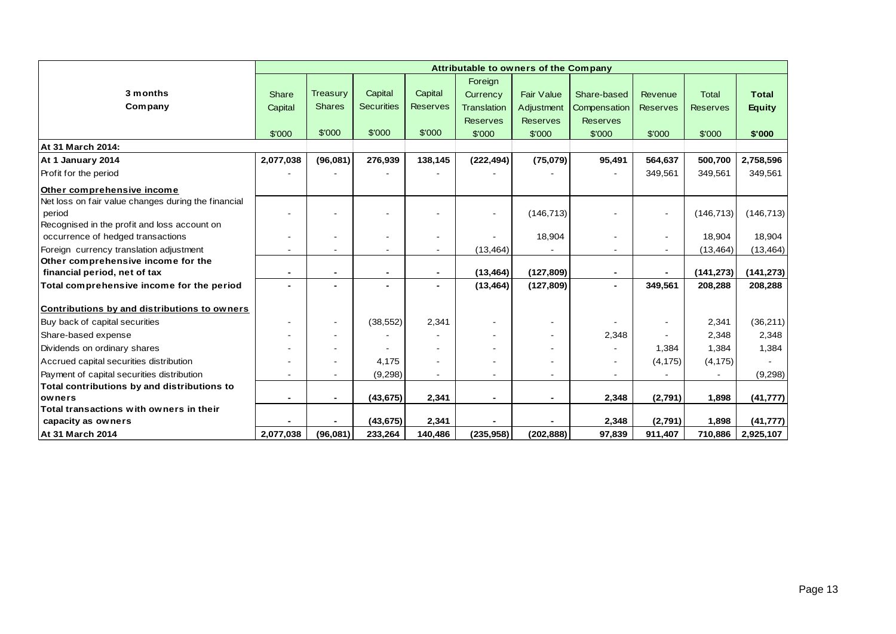| 3 months<br>Company | Attributable to owners of the Company | | | | | | | | | |
|---|---|---|---|---|---|---|---|---|---|---|
| | Share Capital | Treasury Shares | Capital Securities | Capital Reserves | Foreign Currency Translation Reserves | Fair Value Adjustment Reserves | Share-based Compensation Reserves | Revenue Reserves | Total Reserves | **Total Equity** |
| | $'000 | $'000 | $'000 | $'000 | $'000 | $'000 | $'000 | $'000 | $'000 | **$'000** |
| **At 31 March 2014:** | | | | | | | | | | |
| **At 1 January 2014** | **2,077,038** | **(96,081)** | **276,939** | **138,145** | **(222,494)** | **(75,079)** | **95,491** | **564,637** | **500,700** | **2,758,596** |
| Profit for the period | - | - | - | - | - | - | - | 349,561 | 349,561 | 349,561 |
| **Other comprehensive income** | | | | | | | | | | |
| Net loss on fair value changes during the financial period | - | - | - | - | - | (146,713) | - | - | (146,713) | (146,713) |
| Recognised in the profit and loss account on occurrence of hedged transactions | - | - | - | - | - | 18,904 | - | - | 18,904 | 18,904 |
| Foreign currency translation adjustment | - | - | - | - | (13,464) | - | - | - | (13,464) | (13,464) |
| **Other comprehensive income for the financial period, net of tax** | **-** | **-** | **-** | **-** | **(13,464)** | **(127,809)** | **-** | **-** | **(141,273)** | **(141,273)** |
| **Total comprehensive income for the period** | **-** | **-** | **-** | **-** | **(13,464)** | **(127,809)** | **-** | **349,561** | **208,288** | **208,288** |
| **Contributions by and distributions to owners** | | | | | | | | | | |
| Buy back of capital securities | - | - | (38,552) | 2,341 | - | - | - | - | 2,341 | (36,211) |
| Share-based expense | - | - | - | - | - | - | 2,348 | - | 2,348 | 2,348 |
| Dividends on ordinary shares | - | - | - | - | - | - | - | 1,384 | 1,384 | 1,384 |
| Accrued capital securities distribution | - | - | 4,175 | - | - | - | - | (4,175) | (4,175) | - |
| Payment of capital securities distribution | - | - | (9,298) | - | - | - | - | - | - | (9,298) |
| **Total contributions by and distributions to owners** | **-** | **-** | **(43,675)** | **2,341** | **-** | **-** | **2,348** | **(2,791)** | **1,898** | **(41,777)** |
| **Total transactions with owners in their capacity as owners** | **-** | **-** | **(43,675)** | **2,341** | **-** | **-** | **2,348** | **(2,791)** | **1,898** | **(41,777)** |
| **At 31 March 2014** | **2,077,038** | **(96,081)** | **233,264** | **140,486** | **(235,958)** | **(202,888)** | **97,839** | **911,407** | **710,886** | **2,925,107** |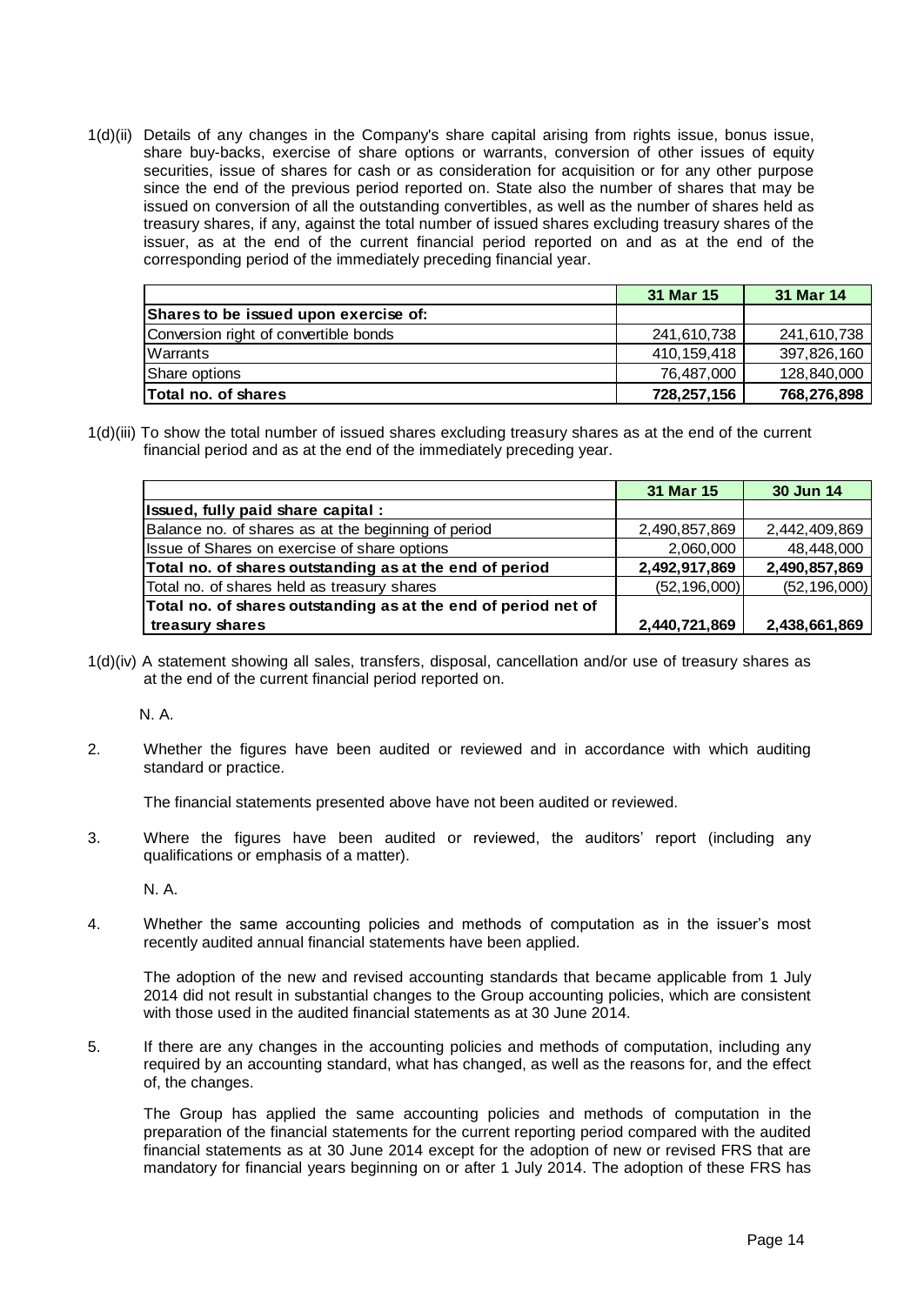1(d)(ii) Details of any changes in the Company's share capital arising from rights issue, bonus issue, share buy-backs, exercise of share options or warrants, conversion of other issues of equity securities, issue of shares for cash or as consideration for acquisition or for any other purpose since the end of the previous period reported on. State also the number of shares that may be issued on conversion of all the outstanding convertibles, as well as the number of shares held as treasury shares, if any, against the total number of issued shares excluding treasury shares of the issuer, as at the end of the current financial period reported on and as at the end of the corresponding period of the immediately preceding financial year.

| | 31 Mar 15 | 31 Mar 14 |
|---|---|---|
| **Shares to be issued upon exercise of:** | | |
| Conversion right of convertible bonds | 241,610,738 | 241,610,738 |
| Warrants | 410,159,418 | 397,826,160 |
| Share options | 76,487,000 | 128,840,000 |
| **Total no. of shares** | **728,257,156** | **768,276,898** |

1(d)(iii) To show the total number of issued shares excluding treasury shares as at the end of the current financial period and as at the end of the immediately preceding year.

| | 31 Mar 15 | 30 Jun 14 |
|---|---|---|
| **Issued, fully paid share capital :** | | |
| Balance no. of shares as at the beginning of period | 2,490,857,869 | 2,442,409,869 |
| Issue of Shares on exercise of share options | 2,060,000 | 48,448,000 |
| **Total no. of shares outstanding as at the end of period** | **2,492,917,869** | **2,490,857,869** |
| Total no. of shares held as treasury shares | (52,196,000) | (52,196,000) |
| **Total no. of shares outstanding as at the end of period net of treasury shares** | **2,440,721,869** | **2,438,661,869** |

1(d)(iv) A statement showing all sales, transfers, disposal, cancellation and/or use of treasury shares as at the end of the current financial period reported on.

N. A.

2. Whether the figures have been audited or reviewed and in accordance with which auditing standard or practice.

The financial statements presented above have not been audited or reviewed.

3. Where the figures have been audited or reviewed, the auditors' report (including any qualifications or emphasis of a matter).

N. A.

4. Whether the same accounting policies and methods of computation as in the issuer's most recently audited annual financial statements have been applied.

The adoption of the new and revised accounting standards that became applicable from 1 July 2014 did not result in substantial changes to the Group accounting policies, which are consistent with those used in the audited financial statements as at 30 June 2014.

5. If there are any changes in the accounting policies and methods of computation, including any required by an accounting standard, what has changed, as well as the reasons for, and the effect of, the changes.

The Group has applied the same accounting policies and methods of computation in the preparation of the financial statements for the current reporting period compared with the audited financial statements as at 30 June 2014 except for the adoption of new or revised FRS that are mandatory for financial years beginning on or after 1 July 2014. The adoption of these FRS has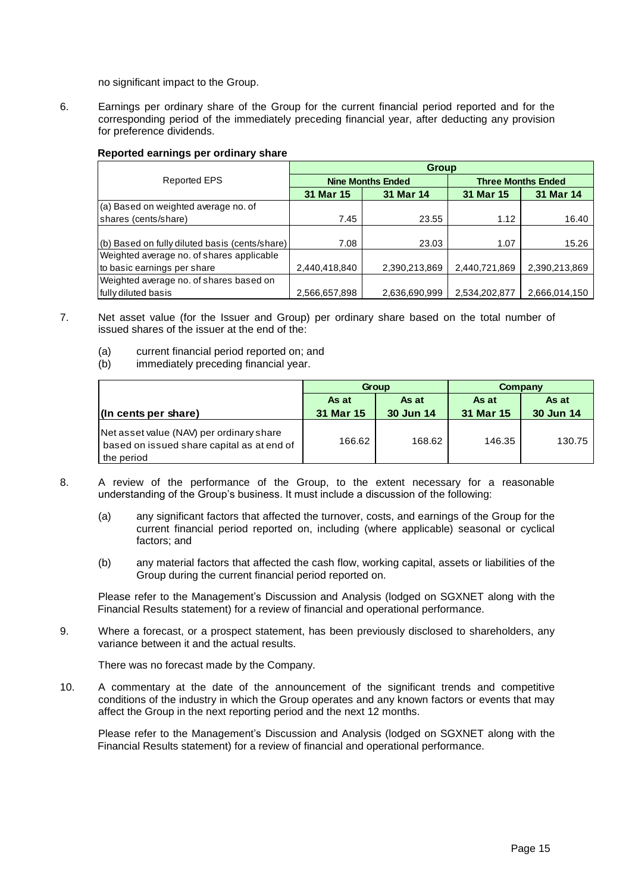no significant impact to the Group.

6. Earnings per ordinary share of the Group for the current financial period reported and for the corresponding period of the immediately preceding financial year, after deducting any provision for preference dividends.

**Reported earnings per ordinary share**

| Reported EPS | Group | | | |
|---|---|---|---|---|
| | Nine Months Ended | | Three Months Ended | |
| | 31 Mar 15 | 31 Mar 14 | 31 Mar 15 | 31 Mar 14 |
| (a) Based on weighted average no. of shares (cents/share) | 7.45 | 23.55 | 1.12 | 16.40 |
| (b) Based on fully diluted basis (cents/share) | 7.08 | 23.03 | 1.07 | 15.26 |
| Weighted average no. of shares applicable to basic earnings per share | 2,440,418,840 | 2,390,213,869 | 2,440,721,869 | 2,390,213,869 |
| Weighted average no. of shares based on fully diluted basis | 2,566,657,898 | 2,636,690,999 | 2,534,202,877 | 2,666,014,150 |

7. Net asset value (for the Issuer and Group) per ordinary share based on the total number of issued shares of the issuer at the end of the:

   (a) current financial period reported on; and
   (b) immediately preceding financial year.

| | Group | | Company | |
|---|---|---|---|---|
| **(In cents per share)** | **As at 31 Mar 15** | **As at 30 Jun 14** | **As at 31 Mar 15** | **As at 30 Jun 14** |
| Net asset value (NAV) per ordinary share based on issued share capital as at end of the period | 166.62 | 168.62 | 146.35 | 130.75 |

8. A review of the performance of the Group, to the extent necessary for a reasonable understanding of the Group's business. It must include a discussion of the following:

   (a) any significant factors that affected the turnover, costs, and earnings of the Group for the current financial period reported on, including (where applicable) seasonal or cyclical factors; and

   (b) any material factors that affected the cash flow, working capital, assets or liabilities of the Group during the current financial period reported on.

   Please refer to the Management's Discussion and Analysis (lodged on SGXNET along with the Financial Results statement) for a review of financial and operational performance.

9. Where a forecast, or a prospect statement, has been previously disclosed to shareholders, any variance between it and the actual results.

   There was no forecast made by the Company.

10. A commentary at the date of the announcement of the significant trends and competitive conditions of the industry in which the Group operates and any known factors or events that may affect the Group in the next reporting period and the next 12 months.

    Please refer to the Management's Discussion and Analysis (lodged on SGXNET along with the Financial Results statement) for a review of financial and operational performance.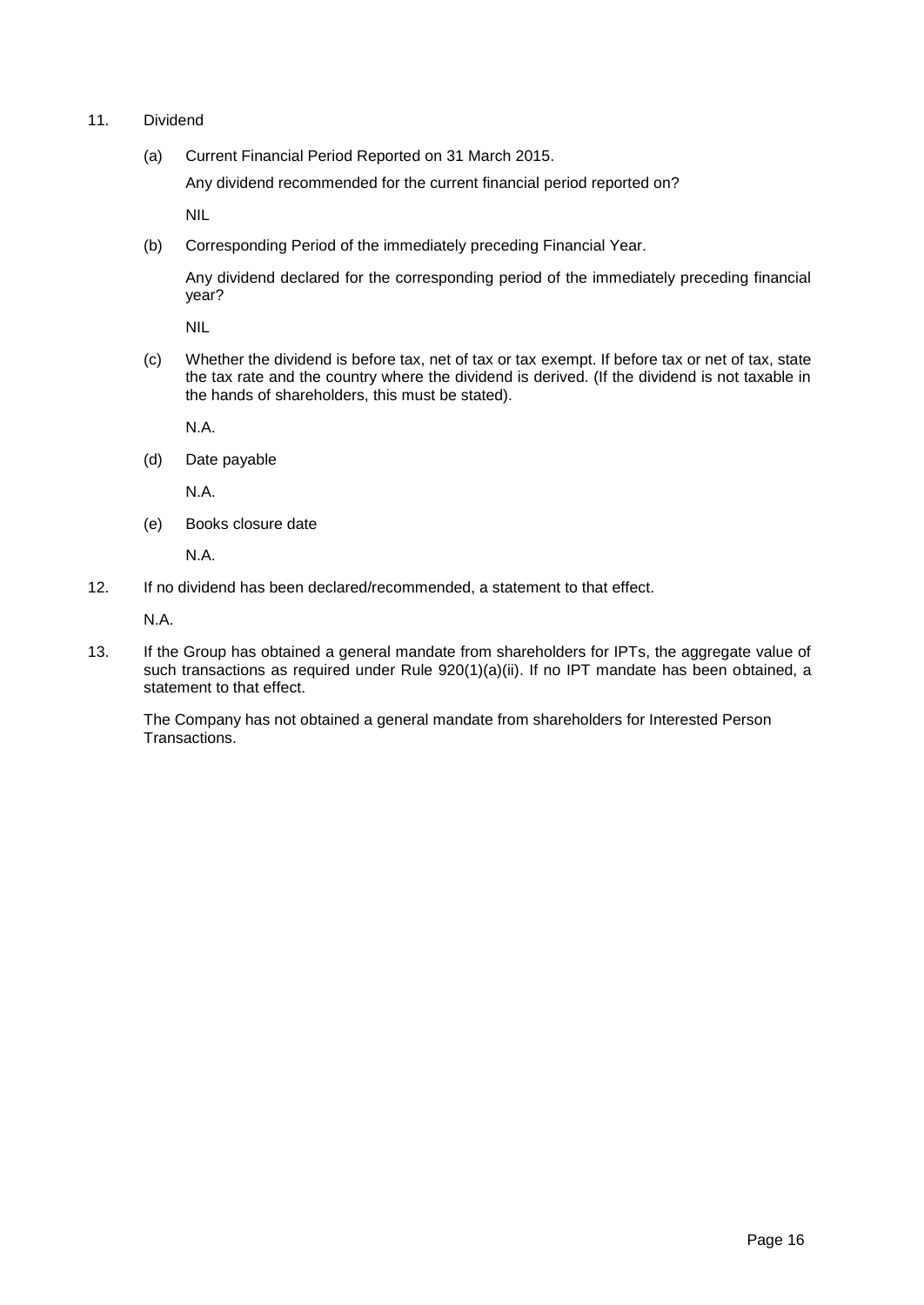11. Dividend

    (a) Current Financial Period Reported on 31 March 2015.

    Any dividend recommended for the current financial period reported on?

    NIL

    (b) Corresponding Period of the immediately preceding Financial Year.

    Any dividend declared for the corresponding period of the immediately preceding financial year?

    NIL

    (c) Whether the dividend is before tax, net of tax or tax exempt. If before tax or net of tax, state the tax rate and the country where the dividend is derived. (If the dividend is not taxable in the hands of shareholders, this must be stated).

    N.A.

    (d) Date payable

    N.A.

    (e) Books closure date

    N.A.

12. If no dividend has been declared/recommended, a statement to that effect.

    N.A.

13. If the Group has obtained a general mandate from shareholders for IPTs, the aggregate value of such transactions as required under Rule 920(1)(a)(ii). If no IPT mandate has been obtained, a statement to that effect.

    The Company has not obtained a general mandate from shareholders for Interested Person Transactions.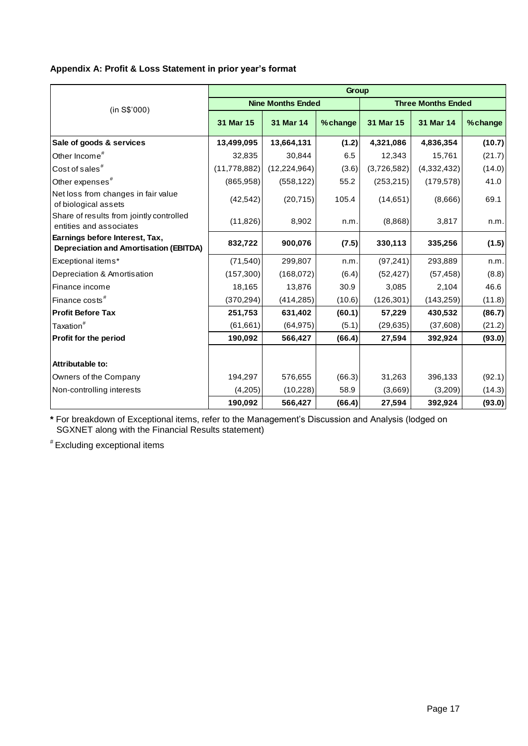**Appendix A: Profit & Loss Statement in prior year's format**

| (in S$'000) | Group | | | | | |
|---|---|---|---|---|---|---|
| | Nine Months Ended | | | Three Months Ended | | |
| | 31 Mar 15 | 31 Mar 14 | %change | 31 Mar 15 | 31 Mar 14 | %change |
| **Sale of goods & services** | **13,499,095** | **13,664,131** | **(1.2)** | **4,321,086** | **4,836,354** | **(10.7)** |
| Other Income# | 32,835 | 30,844 | 6.5 | 12,343 | 15,761 | (21.7) |
| Cost of sales# | (11,778,882) | (12,224,964) | (3.6) | (3,726,582) | (4,332,432) | (14.0) |
| Other expenses# | (865,958) | (558,122) | 55.2 | (253,215) | (179,578) | 41.0 |
| Net loss from changes in fair value of biological assets | (42,542) | (20,715) | 105.4 | (14,651) | (8,666) | 69.1 |
| Share of results from jointly controlled entities and associates | (11,826) | 8,902 | n.m. | (8,868) | 3,817 | n.m. |
| **Earnings before Interest, Tax, Depreciation and Amortisation (EBITDA)** | **832,722** | **900,076** | **(7.5)** | **330,113** | **335,256** | **(1.5)** |
| Exceptional items* | (71,540) | 299,807 | n.m. | (97,241) | 293,889 | n.m. |
| Depreciation & Amortisation | (157,300) | (168,072) | (6.4) | (52,427) | (57,458) | (8.8) |
| Finance income | 18,165 | 13,876 | 30.9 | 3,085 | 2,104 | 46.6 |
| Finance costs# | (370,294) | (414,285) | (10.6) | (126,301) | (143,259) | (11.8) |
| **Profit Before Tax** | **251,753** | **631,402** | **(60.1)** | **57,229** | **430,532** | **(86.7)** |
| Taxation# | (61,661) | (64,975) | (5.1) | (29,635) | (37,608) | (21.2) |
| **Profit for the period** | **190,092** | **566,427** | **(66.4)** | **27,594** | **392,924** | **(93.0)** |
| | | | | | | |
| **Attributable to:** | | | | | | |
| Owners of the Company | 194,297 | 576,655 | (66.3) | 31,263 | 396,133 | (92.1) |
| Non-controlling interests | (4,205) | (10,228) | 58.9 | (3,669) | (3,209) | (14.3) |
| | **190,092** | **566,427** | **(66.4)** | **27,594** | **392,924** | **(93.0)** |

**\*** For breakdown of Exceptional items, refer to the Management's Discussion and Analysis (lodged on SGXNET along with the Financial Results statement)

# Excluding exceptional items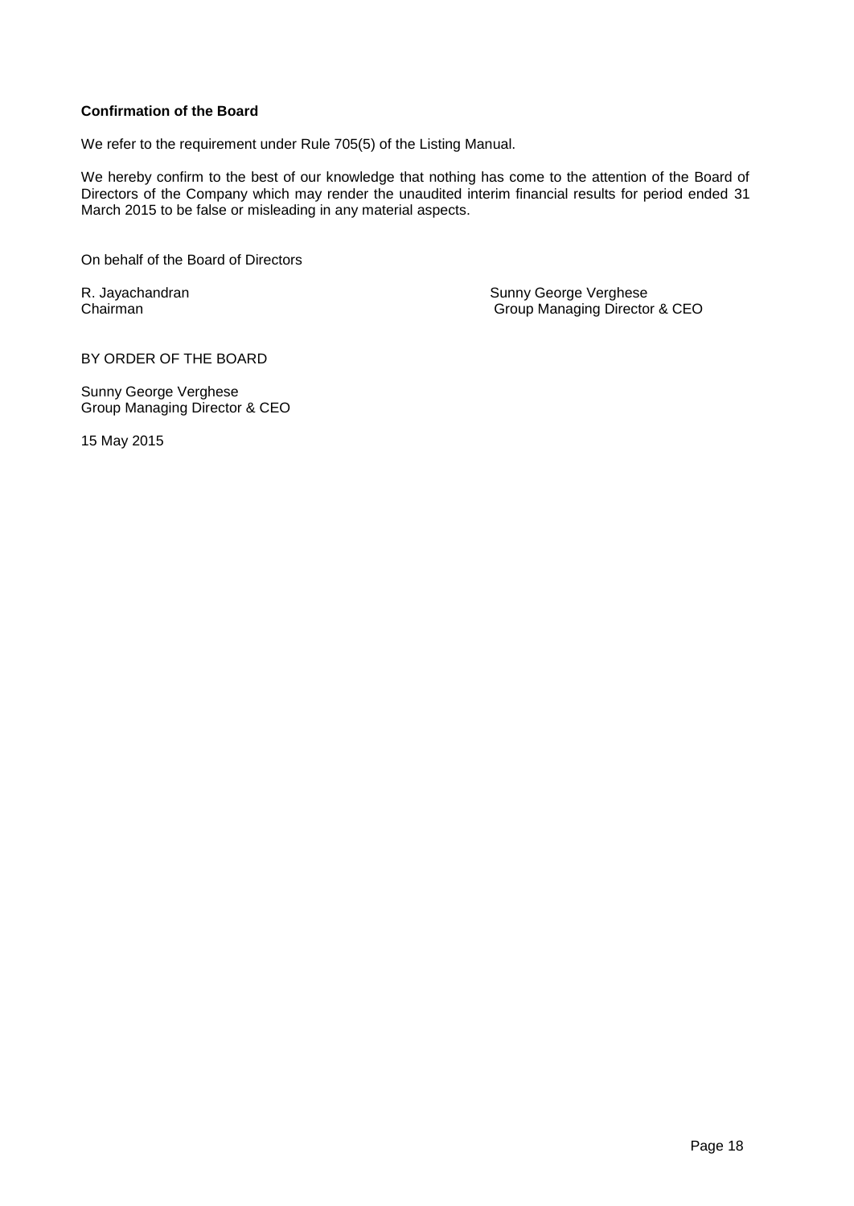**Confirmation of the Board**

We refer to the requirement under Rule 705(5) of the Listing Manual.

We hereby confirm to the best of our knowledge that nothing has come to the attention of the Board of Directors of the Company which may render the unaudited interim financial results for period ended 31 March 2015 to be false or misleading in any material aspects.

On behalf of the Board of Directors

R. Jayachandran
Chairman

Sunny George Verghese
Group Managing Director & CEO

BY ORDER OF THE BOARD

Sunny George Verghese
Group Managing Director & CEO

15 May 2015